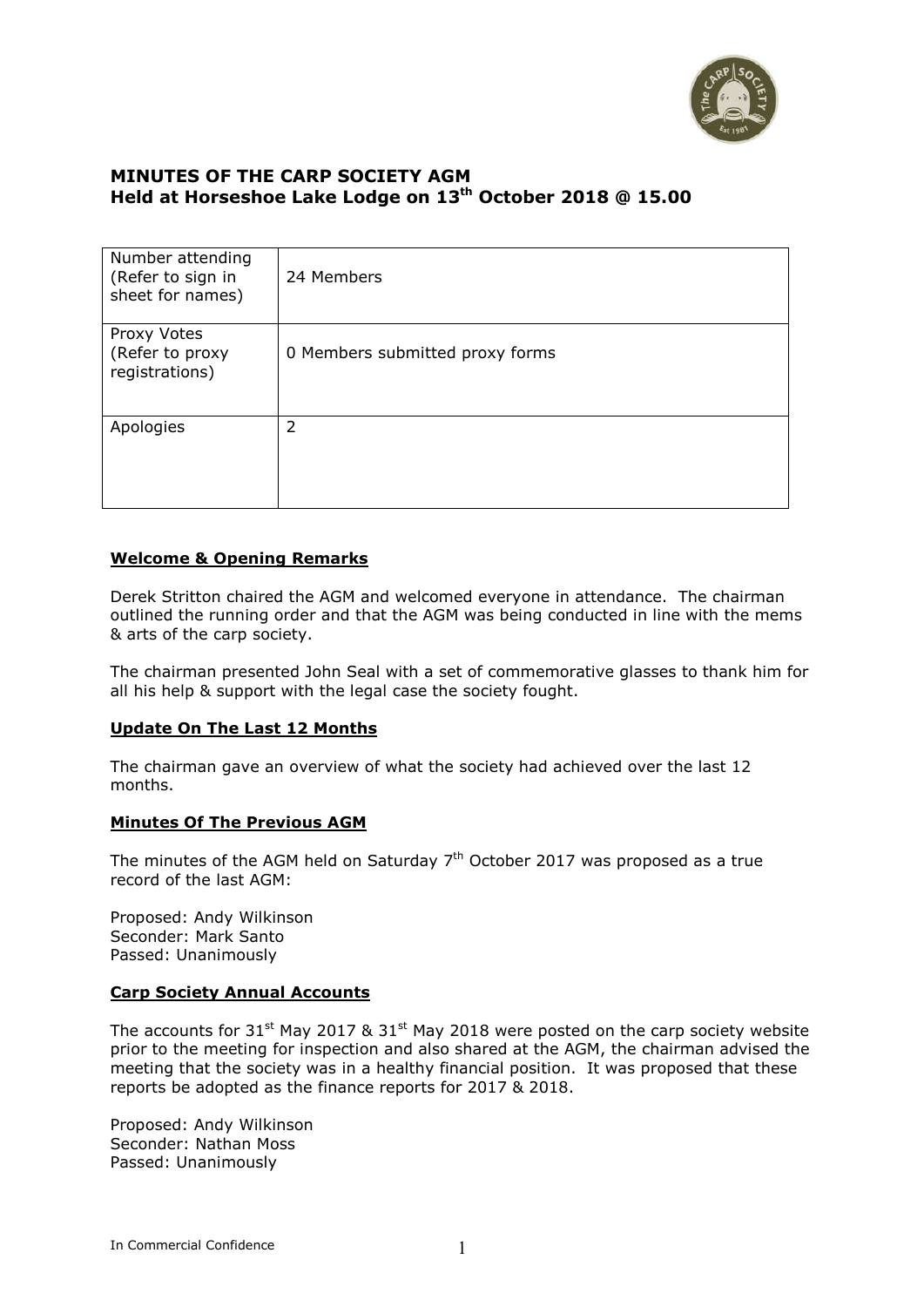# MINUTES OF THE CARP SOCIETY AGM
## Held at Horseshoe Lake Lodge on 13th October 2018 @ 15.00

| Number attending (Refer to sign in sheet for names) | 24 Members |
|---|---|
| Proxy Votes (Refer to proxy registrations) | 0 Members submitted proxy forms |
| Apologies | 2 |

### Welcome & Opening Remarks

Derek Stritton chaired the AGM and welcomed everyone in attendance. The chairman outlined the running order and that the AGM was being conducted in line with the mems & arts of the carp society.

The chairman presented John Seal with a set of commemorative glasses to thank him for all his help & support with the legal case the society fought.

### Update On The Last 12 Months

The chairman gave an overview of what the society had achieved over the last 12 months.

### Minutes Of The Previous AGM

The minutes of the AGM held on Saturday 7th October 2017 was proposed as a true record of the last AGM:

Proposed: Andy Wilkinson
Seconder: Mark Santo
Passed: Unanimously

### Carp Society Annual Accounts

The accounts for 31st May 2017 & 31st May 2018 were posted on the carp society website prior to the meeting for inspection and also shared at the AGM, the chairman advised the meeting that the society was in a healthy financial position. It was proposed that these reports be adopted as the finance reports for 2017 & 2018.

Proposed: Andy Wilkinson
Seconder: Nathan Moss
Passed: Unanimously

In Commercial Confidence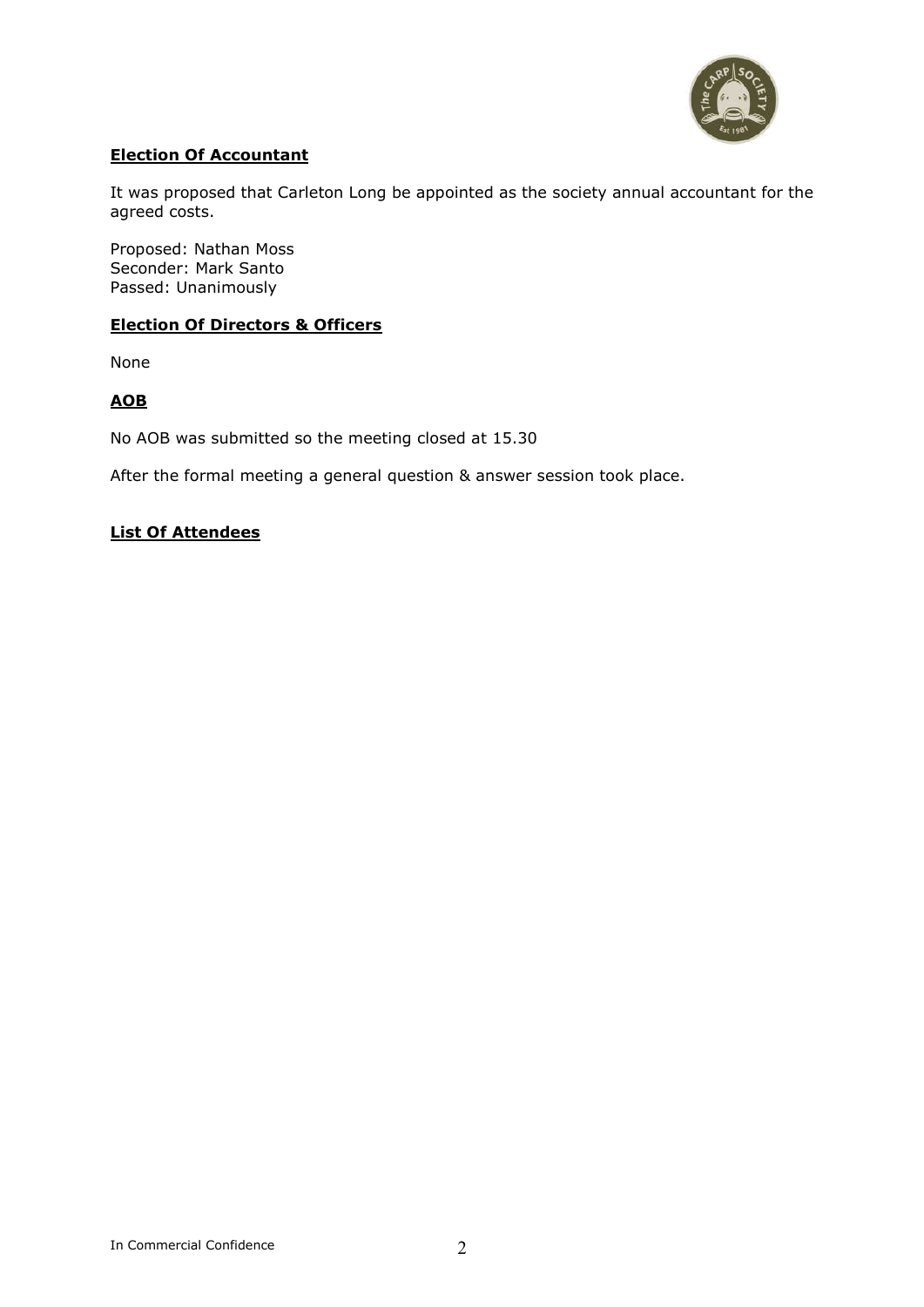**Election Of Accountant**

It was proposed that Carleton Long be appointed as the society annual accountant for the agreed costs.

Proposed: Nathan Moss
Seconder: Mark Santo
Passed: Unanimously

**Election Of Directors & Officers**

None

**AOB**

No AOB was submitted so the meeting closed at 15.30

After the formal meeting a general question & answer session took place.

**List Of Attendees**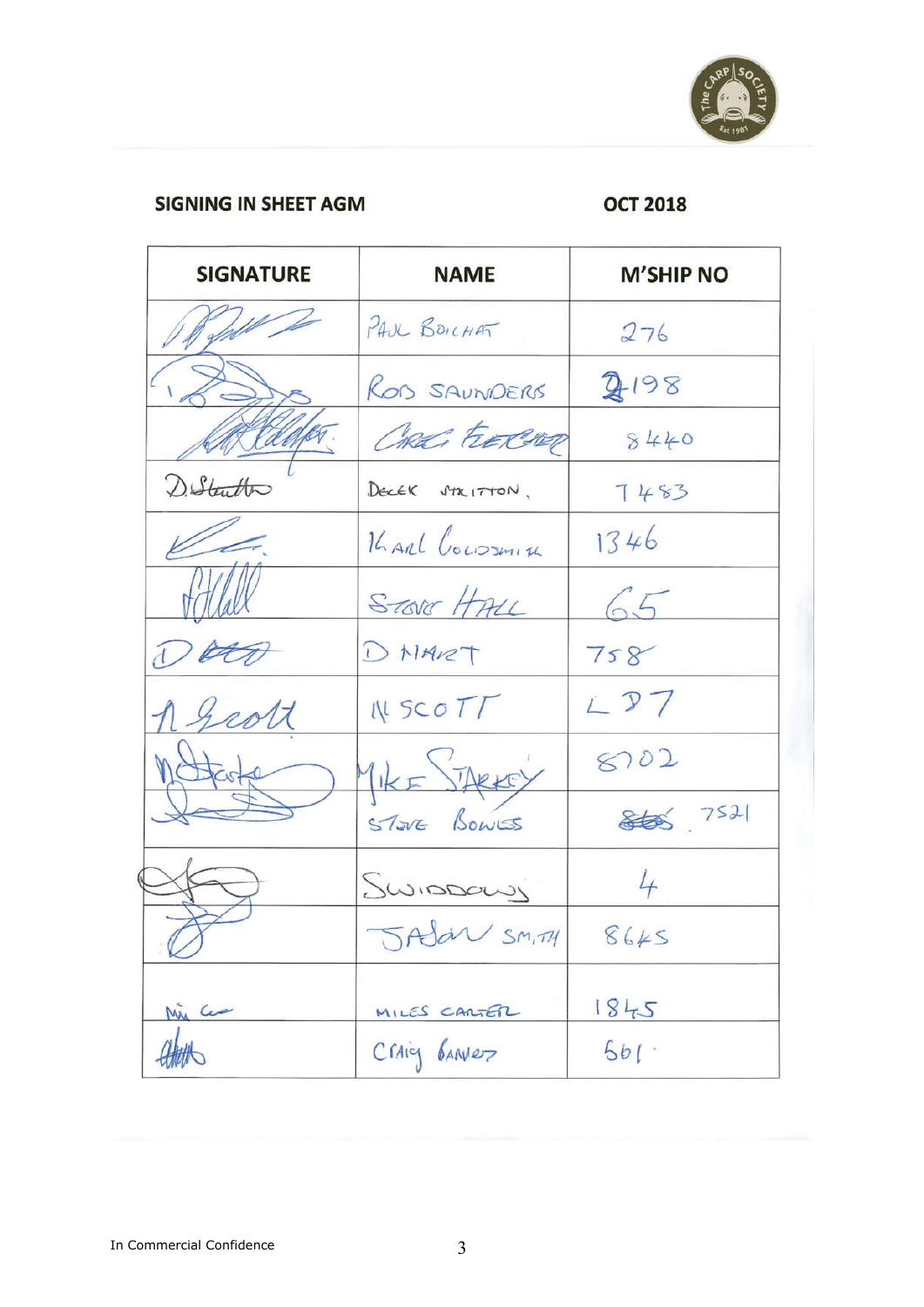**SIGNING IN SHEET AGM** **OCT 2018**

| SIGNATURE | NAME | M'SHIP NO |
|---|---|---|
| [signature] | PAUL BOICHAT | 276 |
| [signature] | ROB SAUNDERS | 2198 |
| [signature] | GREG FLETCHER | 8440 |
| D. Stritton | DEREK STRITTON. | 7483 |
| [signature] | KARL GOLDSMITH | 1346 |
| [signature] | STEVE HALL | 65 |
| [signature] | D HART | 758 |
| N Scott | N SCOTT | L37 |
| M Starkey | MIKE STARKEY | 8702 |
| [signature] | STEVE BOWLES | ~~865~~ 7521 |
| [signature] | SWIDDOWS | 4 |
| [signature] | JASON SMITH | 8645 |
| [signature] | MILES CARTER | 1845 |
| [signature] | CRAIG BARNES | 561 |

In Commercial Confidence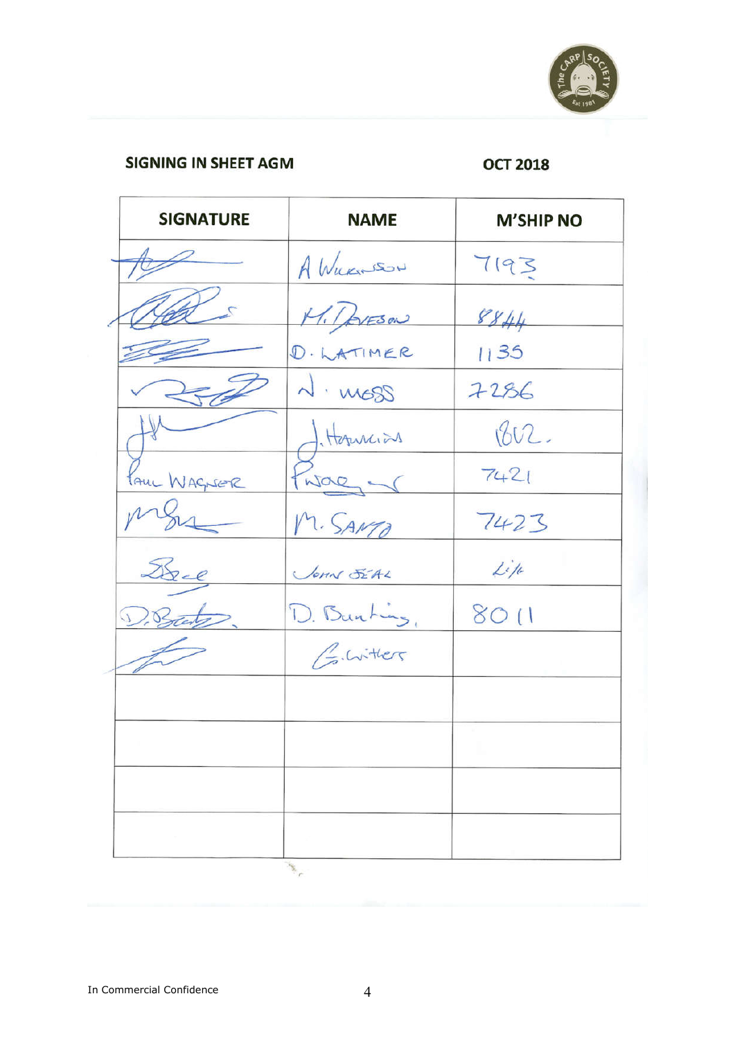**SIGNING IN SHEET AGM** **OCT 2018**

| SIGNATURE | NAME | M'SHIP NO |
|---|---|---|
| [signature] | A Wilkinson | 7193 |
| [signature] | M. Deveson | 8844 |
| [signature] | D. LATIMER | 1135 |
| [signature] | N. MOSS | 7286 |
| [signature] | J. Hawkins | 1812. |
| PAUL WAGNER | P Wagner | 7421 |
| [signature] | M. SANTO | 7423 |
| [signature] | JOHN SEAL | Life |
| D. Bunting | D. Bunting. | 8011 |
| [signature] | G. Withers | |
| | | |
| | | |
| | | |
| | | |

In Commercial Confidence